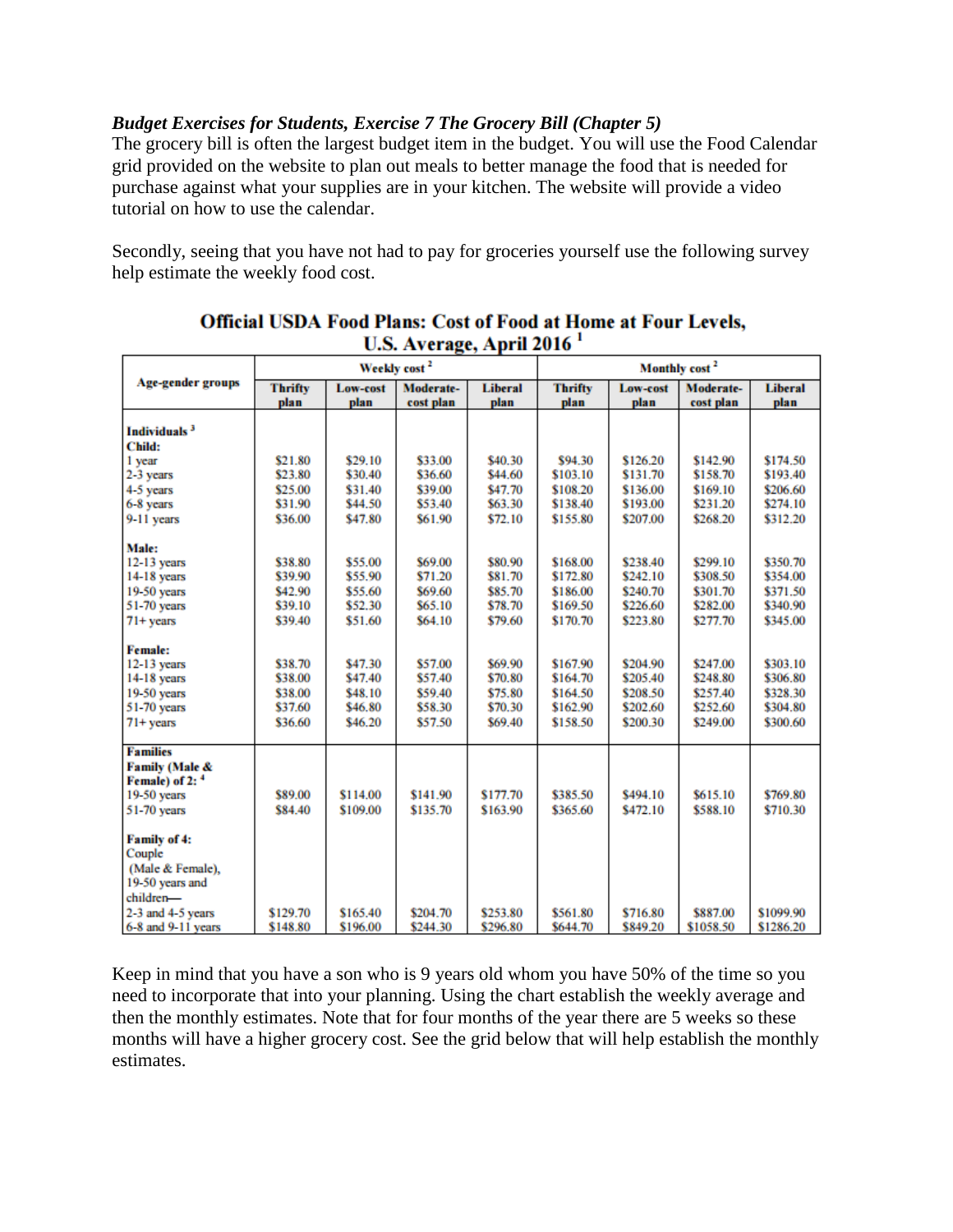***Budget Exercises for Students, Exercise 7 The Grocery Bill (Chapter 5)***

The grocery bill is often the largest budget item in the budget. You will use the Food Calendar grid provided on the website to plan out meals to better manage the food that is needed for purchase against what your supplies are in your kitchen. The website will provide a video tutorial on how to use the calendar.

Secondly, seeing that you have not had to pay for groceries yourself use the following survey help estimate the weekly food cost.

## Official USDA Food Plans: Cost of Food at Home at Four Levels, U.S. Average, April 2016 [1]

| Age-gender groups | Weekly cost [2] | | | | Monthly cost [2] | | | |
|---|---|---|---|---|---|---|---|---|
| | Thrifty plan | Low-cost plan | Moderate-cost plan | Liberal plan | Thrifty plan | Low-cost plan | Moderate-cost plan | Liberal plan |
| **Individuals [3]** | | | | | | | | |
| **Child:** | | | | | | | | |
| 1 year | $21.80 | $29.10 | $33.00 | $40.30 | $94.30 | $126.20 | $142.90 | $174.50 |
| 2-3 years | $23.80 | $30.40 | $36.60 | $44.60 | $103.10 | $131.70 | $158.70 | $193.40 |
| 4-5 years | $25.00 | $31.40 | $39.00 | $47.70 | $108.20 | $136.00 | $169.10 | $206.60 |
| 6-8 years | $31.90 | $44.50 | $53.40 | $63.30 | $138.40 | $193.00 | $231.20 | $274.10 |
| 9-11 years | $36.00 | $47.80 | $61.90 | $72.10 | $155.80 | $207.00 | $268.20 | $312.20 |
| **Male:** | | | | | | | | |
| 12-13 years | $38.80 | $55.00 | $69.00 | $80.90 | $168.00 | $238.40 | $299.10 | $350.70 |
| 14-18 years | $39.90 | $55.90 | $71.20 | $81.70 | $172.80 | $242.10 | $308.50 | $354.00 |
| 19-50 years | $42.90 | $55.60 | $69.60 | $85.70 | $186.00 | $240.70 | $301.70 | $371.50 |
| 51-70 years | $39.10 | $52.30 | $65.10 | $78.70 | $169.50 | $226.60 | $282.00 | $340.90 |
| 71+ years | $39.40 | $51.60 | $64.10 | $79.60 | $170.70 | $223.80 | $277.70 | $345.00 |
| **Female:** | | | | | | | | |
| 12-13 years | $38.70 | $47.30 | $57.00 | $69.90 | $167.90 | $204.90 | $247.00 | $303.10 |
| 14-18 years | $38.00 | $47.40 | $57.40 | $70.80 | $164.70 | $205.40 | $248.80 | $306.80 |
| 19-50 years | $38.00 | $48.10 | $59.40 | $75.80 | $164.50 | $208.50 | $257.40 | $328.30 |
| 51-70 years | $37.60 | $46.80 | $58.30 | $70.30 | $162.90 | $202.60 | $252.60 | $304.80 |
| 71+ years | $36.60 | $46.20 | $57.50 | $69.40 | $158.50 | $200.30 | $249.00 | $300.60 |
| **Families** | | | | | | | | |
| **Family (Male & Female) of 2: [4]** | | | | | | | | |
| 19-50 years | $89.00 | $114.00 | $141.90 | $177.70 | $385.50 | $494.10 | $615.10 | $769.80 |
| 51-70 years | $84.40 | $109.00 | $135.70 | $163.90 | $365.60 | $472.10 | $588.10 | $710.30 |
| **Family of 4:** Couple (Male & Female), 19-50 years and children— | | | | | | | | |
| 2-3 and 4-5 years | $129.70 | $165.40 | $204.70 | $253.80 | $561.80 | $716.80 | $887.00 | $1099.90 |
| 6-8 and 9-11 years | $148.80 | $196.00 | $244.30 | $296.80 | $644.70 | $849.20 | $1058.50 | $1286.20 |

Keep in mind that you have a son who is 9 years old whom you have 50% of the time so you need to incorporate that into your planning. Using the chart establish the weekly average and then the monthly estimates. Note that for four months of the year there are 5 weeks so these months will have a higher grocery cost. See the grid below that will help establish the monthly estimates.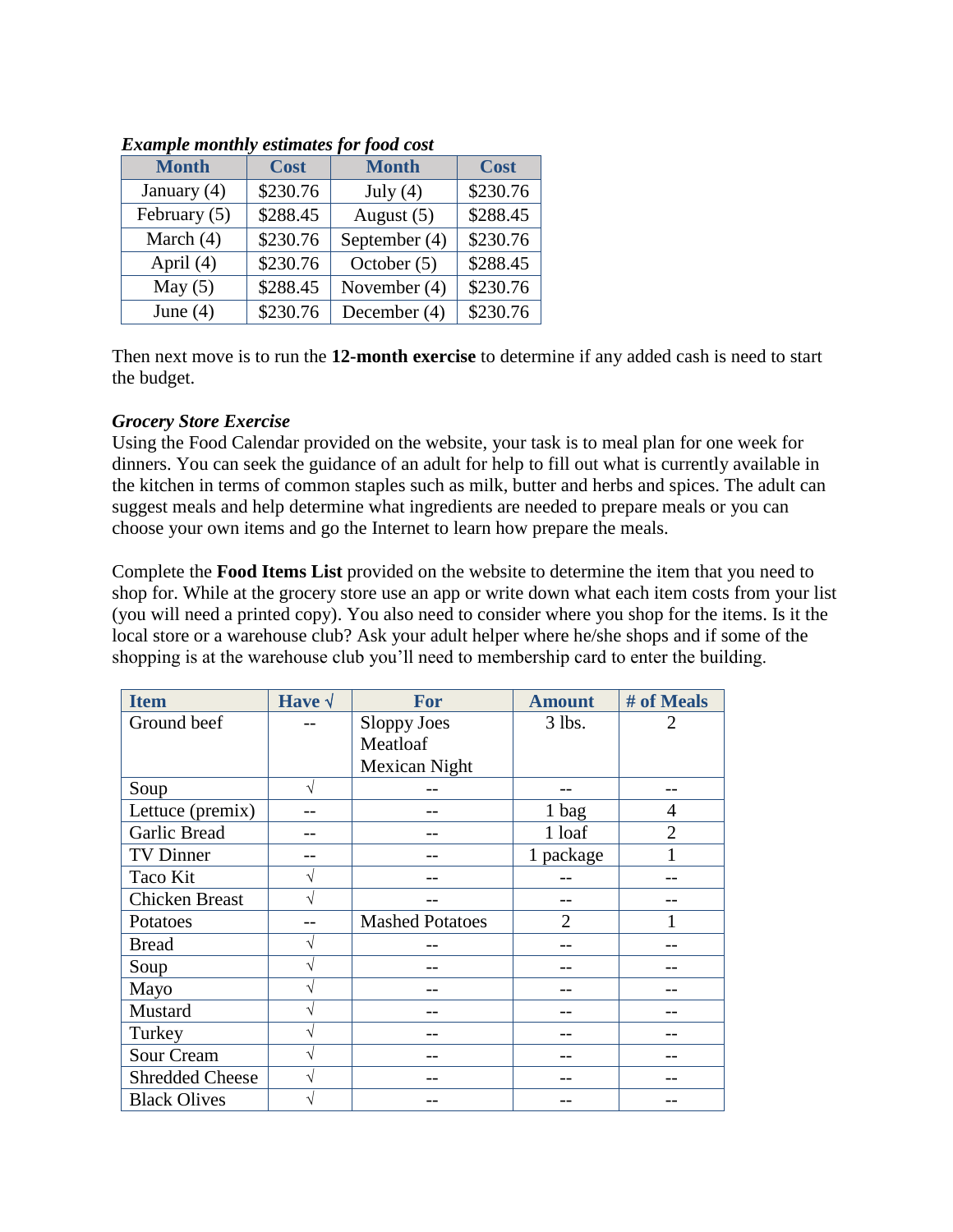***Example monthly estimates for food cost***

| Month | Cost | Month | Cost |
| --- | --- | --- | --- |
| January (4) | $230.76 | July (4) | $230.76 |
| February (5) | $288.45 | August (5) | $288.45 |
| March (4) | $230.76 | September (4) | $230.76 |
| April (4) | $230.76 | October (5) | $288.45 |
| May (5) | $288.45 | November (4) | $230.76 |
| June (4) | $230.76 | December (4) | $230.76 |

Then next move is to run the **12-month exercise** to determine if any added cash is need to start the budget.

***Grocery Store Exercise***

Using the Food Calendar provided on the website, your task is to meal plan for one week for dinners. You can seek the guidance of an adult for help to fill out what is currently available in the kitchen in terms of common staples such as milk, butter and herbs and spices. The adult can suggest meals and help determine what ingredients are needed to prepare meals or you can choose your own items and go the Internet to learn how prepare the meals.

Complete the **Food Items List** provided on the website to determine the item that you need to shop for. While at the grocery store use an app or write down what each item costs from your list (you will need a printed copy). You also need to consider where you shop for the items. Is it the local store or a warehouse club? Ask your adult helper where he/she shops and if some of the shopping is at the warehouse club you'll need to membership card to enter the building.

| Item | Have √ | For | Amount | # of Meals |
| --- | --- | --- | --- | --- |
| Ground beef | -- | Sloppy Joes<br>Meatloaf<br>Mexican Night | 3 lbs. | 2 |
| Soup | √ | -- | -- | -- |
| Lettuce (premix) | -- | -- | 1 bag | 4 |
| Garlic Bread | -- | -- | 1 loaf | 2 |
| TV Dinner | -- | -- | 1 package | 1 |
| Taco Kit | √ | -- | -- | -- |
| Chicken Breast | √ | -- | -- | -- |
| Potatoes | -- | Mashed Potatoes | 2 | 1 |
| Bread | √ | -- | -- | -- |
| Soup | √ | -- | -- | -- |
| Mayo | √ | -- | -- | -- |
| Mustard | √ | -- | -- | -- |
| Turkey | √ | -- | -- | -- |
| Sour Cream | √ | -- | -- | -- |
| Shredded Cheese | √ | -- | -- | -- |
| Black Olives | √ | -- | -- | -- |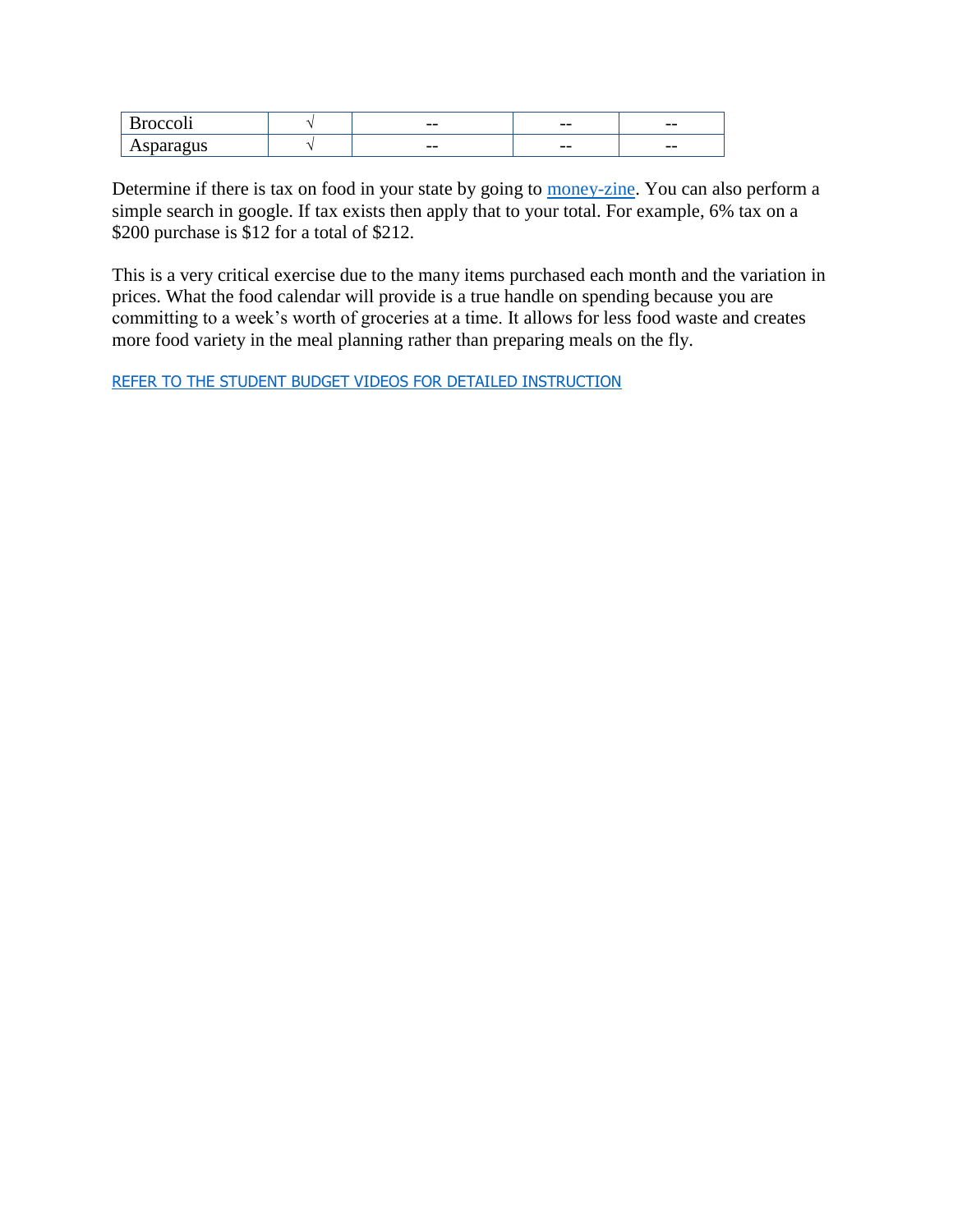| | | | | |
|---|---|---|---|---|
| Broccoli | √ | -- | -- | -- |
| Asparagus | √ | -- | -- | -- |

Determine if there is tax on food in your state by going to money-zine. You can also perform a simple search in google. If tax exists then apply that to your total. For example, 6% tax on a $200 purchase is $12 for a total of $212.

This is a very critical exercise due to the many items purchased each month and the variation in prices. What the food calendar will provide is a true handle on spending because you are committing to a week's worth of groceries at a time. It allows for less food waste and creates more food variety in the meal planning rather than preparing meals on the fly.

REFER TO THE STUDENT BUDGET VIDEOS FOR DETAILED INSTRUCTION